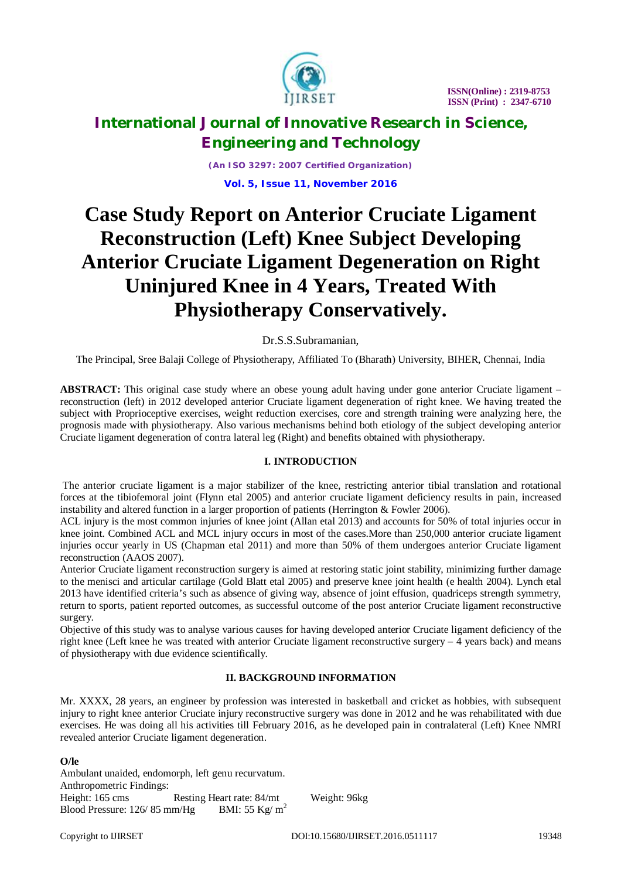# Case Study Report on Anterior Cruciate Ligament Reconstruction (Left) Knee Subject Developing Anterior Cruciate Ligament Degeneration on Right Uninjured Knee in 4 Years, Treated With Physiotherapy Conservatively.

Dr.S.S.Subramanian,

The Principal, Sree Balaji College of Physiotherapy, Affiliated To (Bharath) University, BIHER, Chennai, India

**ABSTRACT:** This original case study where an obese young adult having under gone anterior Cruciate ligament – reconstruction (left) in 2012 developed anterior Cruciate ligament degeneration of right knee. We having treated the subject with Proprioceptive exercises, weight reduction exercises, core and strength training were analyzing here, the prognosis made with physiotherapy. Also various mechanisms behind both etiology of the subject developing anterior Cruciate ligament degeneration of contra lateral leg (Right) and benefits obtained with physiotherapy.

## I. INTRODUCTION

The anterior cruciate ligament is a major stabilizer of the knee, restricting anterior tibial translation and rotational forces at the tibiofemoral joint (Flynn etal 2005) and anterior cruciate ligament deficiency results in pain, increased instability and altered function in a larger proportion of patients (Herrington & Fowler 2006).

ACL injury is the most common injuries of knee joint (Allan etal 2013) and accounts for 50% of total injuries occur in knee joint. Combined ACL and MCL injury occurs in most of the cases.More than 250,000 anterior cruciate ligament injuries occur yearly in US (Chapman etal 2011) and more than 50% of them undergoes anterior Cruciate ligament reconstruction (AAOS 2007).

Anterior Cruciate ligament reconstruction surgery is aimed at restoring static joint stability, minimizing further damage to the menisci and articular cartilage (Gold Blatt etal 2005) and preserve knee joint health (e health 2004). Lynch etal 2013 have identified criteria's such as absence of giving way, absence of joint effusion, quadriceps strength symmetry, return to sports, patient reported outcomes, as successful outcome of the post anterior Cruciate ligament reconstructive surgery.

Objective of this study was to analyse various causes for having developed anterior Cruciate ligament deficiency of the right knee (Left knee he was treated with anterior Cruciate ligament reconstructive surgery – 4 years back) and means of physiotherapy with due evidence scientifically.

## II. BACKGROUND INFORMATION

Mr. XXXX, 28 years, an engineer by profession was interested in basketball and cricket as hobbies, with subsequent injury to right knee anterior Cruciate injury reconstructive surgery was done in 2012 and he was rehabilitated with due exercises. He was doing all his activities till February 2016, as he developed pain in contralateral (Left) Knee NMRI revealed anterior Cruciate ligament degeneration.

**O/le**

Ambulant unaided, endomorph, left genu recurvatum.

Anthropometric Findings:

Height: 165 cms Resting Heart rate: 84/mt Weight: 96kg

Blood Pressure: 126/ 85 mm/Hg BMI: 55 Kg/ $m^2$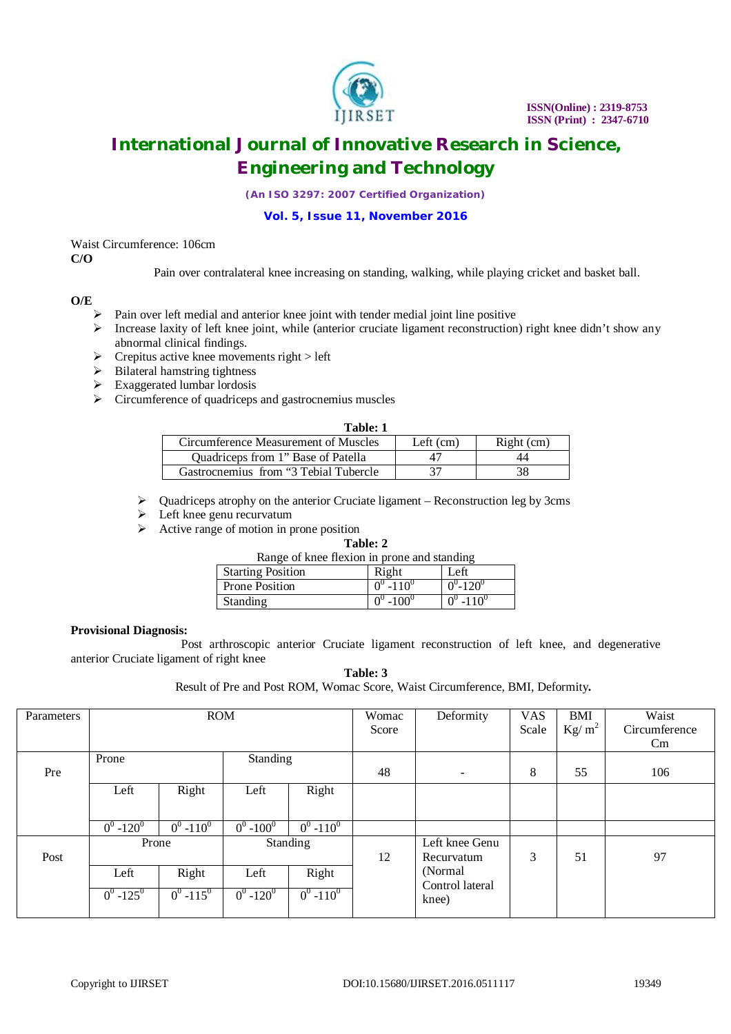Waist Circumference: 106cm

**C/O**

Pain over contralateral knee increasing on standing, walking, while playing cricket and basket ball.

**O/E**

- Pain over left medial and anterior knee joint with tender medial joint line positive
- Increase laxity of left knee joint, while (anterior cruciate ligament reconstruction) right knee didn't show any abnormal clinical findings.
- Crepitus active knee movements right > left
- Bilateral hamstring tightness
- Exaggerated lumbar lordosis
- Circumference of quadriceps and gastrocnemius muscles

**Table: 1**

| Circumference Measurement of Muscles | Left (cm) | Right (cm) |
|---|---|---|
| Quadriceps from 1" Base of Patella | 47 | 44 |
| Gastrocnemius from "3 Tebial Tubercle | 37 | 38 |

- Quadriceps atrophy on the anterior Cruciate ligament – Reconstruction leg by 3cms
- Left knee genu recurvatum
- Active range of motion in prone position

**Table: 2**

Range of knee flexion in prone and standing

| Starting Position | Right | Left |
|---|---|---|
| Prone Position | $0^0$ -$110^0$ | $0^0$-$120^0$ |
| Standing | $0^0$ -$100^0$ | $0^0$ -$110^0$ |

**Provisional Diagnosis:**

Post arthroscopic anterior Cruciate ligament reconstruction of left knee, and degenerative anterior Cruciate ligament of right knee

**Table: 3**

Result of Pre and Post ROM, Womac Score, Waist Circumference, BMI, Deformity**.**

| Parameters | ROM | | | | Womac Score | Deformity | VAS Scale | BMI Kg/ $m^2$ | Waist Circumference Cm |
|---|---|---|---|---|---|---|---|---|---|
| Pre | Prone | | Standing | | 48 | - | 8 | 55 | 106 |
| | Left | Right | Left | Right | | | | | |
| | $0^0$ -$120^0$ | $0^0$ -$110^0$ | $0^0$ -$100^0$ | $0^0$ -$110^0$ | | | | | |
| Post | Prone | | Standing | | 12 | Left knee Genu Recurvatum (Normal Control lateral knee) | 3 | 51 | 97 |
| | Left | Right | Left | Right | | | | | |
| | $0^0$ -$125^0$ | $0^0$ -$115^0$ | $0^0$ -$120^0$ | $0^0$ -$110^0$ | | | | | |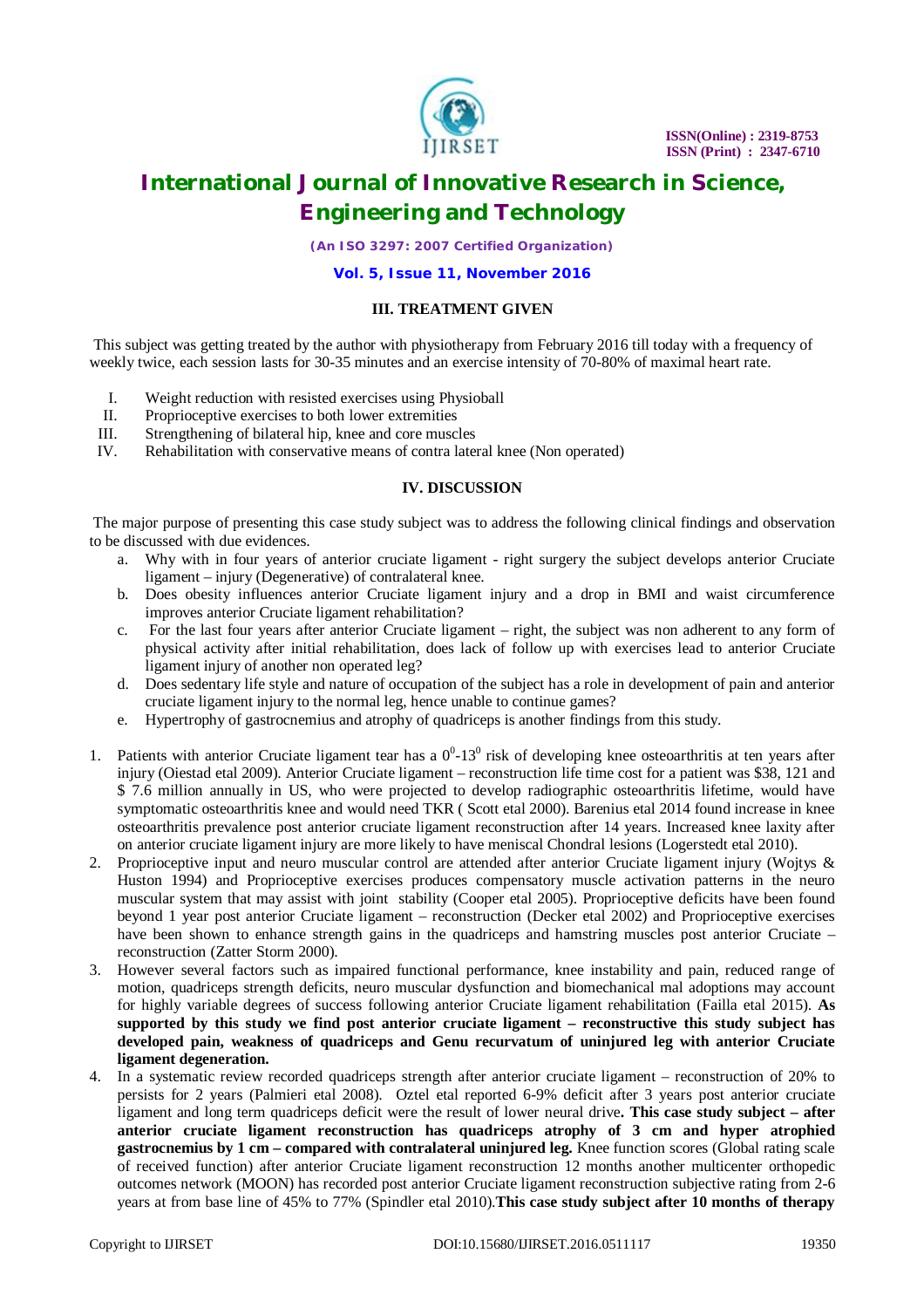### III. TREATMENT GIVEN

This subject was getting treated by the author with physiotherapy from February 2016 till today with a frequency of weekly twice, each session lasts for 30-35 minutes and an exercise intensity of 70-80% of maximal heart rate.

I. Weight reduction with resisted exercises using Physioball
II. Proprioceptive exercises to both lower extremities
III. Strengthening of bilateral hip, knee and core muscles
IV. Rehabilitation with conservative means of contra lateral knee (Non operated)

### IV. DISCUSSION

The major purpose of presenting this case study subject was to address the following clinical findings and observation to be discussed with due evidences.

a. Why with in four years of anterior cruciate ligament - right surgery the subject develops anterior Cruciate ligament – injury (Degenerative) of contralateral knee.
b. Does obesity influences anterior Cruciate ligament injury and a drop in BMI and waist circumference improves anterior Cruciate ligament rehabilitation?
c. For the last four years after anterior Cruciate ligament – right, the subject was non adherent to any form of physical activity after initial rehabilitation, does lack of follow up with exercises lead to anterior Cruciate ligament injury of another non operated leg?
d. Does sedentary life style and nature of occupation of the subject has a role in development of pain and anterior cruciate ligament injury to the normal leg, hence unable to continue games?
e. Hypertrophy of gastrocnemius and atrophy of quadriceps is another findings from this study.

1. Patients with anterior Cruciate ligament tear has a $0^0$-$13^0$ risk of developing knee osteoarthritis at ten years after injury (Oiestad etal 2009). Anterior Cruciate ligament – reconstruction life time cost for a patient was $38, 121 and $ 7.6 million annually in US, who were projected to develop radiographic osteoarthritis lifetime, would have symptomatic osteoarthritis knee and would need TKR ( Scott etal 2000). Barenius etal 2014 found increase in knee osteoarthritis prevalence post anterior cruciate ligament reconstruction after 14 years. Increased knee laxity after on anterior cruciate ligament injury are more likely to have meniscal Chondral lesions (Logerstedt etal 2010).
2. Proprioceptive input and neuro muscular control are attended after anterior Cruciate ligament injury (Wojtys & Huston 1994) and Proprioceptive exercises produces compensatory muscle activation patterns in the neuro muscular system that may assist with joint stability (Cooper etal 2005). Proprioceptive deficits have been found beyond 1 year post anterior Cruciate ligament – reconstruction (Decker etal 2002) and Proprioceptive exercises have been shown to enhance strength gains in the quadriceps and hamstring muscles post anterior Cruciate – reconstruction (Zatter Storm 2000).
3. However several factors such as impaired functional performance, knee instability and pain, reduced range of motion, quadriceps strength deficits, neuro muscular dysfunction and biomechanical mal adoptions may account for highly variable degrees of success following anterior Cruciate ligament rehabilitation (Failla etal 2015). **As supported by this study we find post anterior cruciate ligament – reconstructive this study subject has developed pain, weakness of quadriceps and Genu recurvatum of uninjured leg with anterior Cruciate ligament degeneration.**
4. In a systematic review recorded quadriceps strength after anterior cruciate ligament – reconstruction of 20% to persists for 2 years (Palmieri etal 2008). Oztel etal reported 6-9% deficit after 3 years post anterior cruciate ligament and long term quadriceps deficit were the result of lower neural drive**. This case study subject – after anterior cruciate ligament reconstruction has quadriceps atrophy of 3 cm and hyper atrophied gastrocnemius by 1 cm – compared with contralateral uninjured leg.** Knee function scores (Global rating scale of received function) after anterior Cruciate ligament reconstruction 12 months another multicenter orthopedic outcomes network (MOON) has recorded post anterior Cruciate ligament reconstruction subjective rating from 2-6 years at from base line of 45% to 77% (Spindler etal 2010).**This case study subject after 10 months of therapy**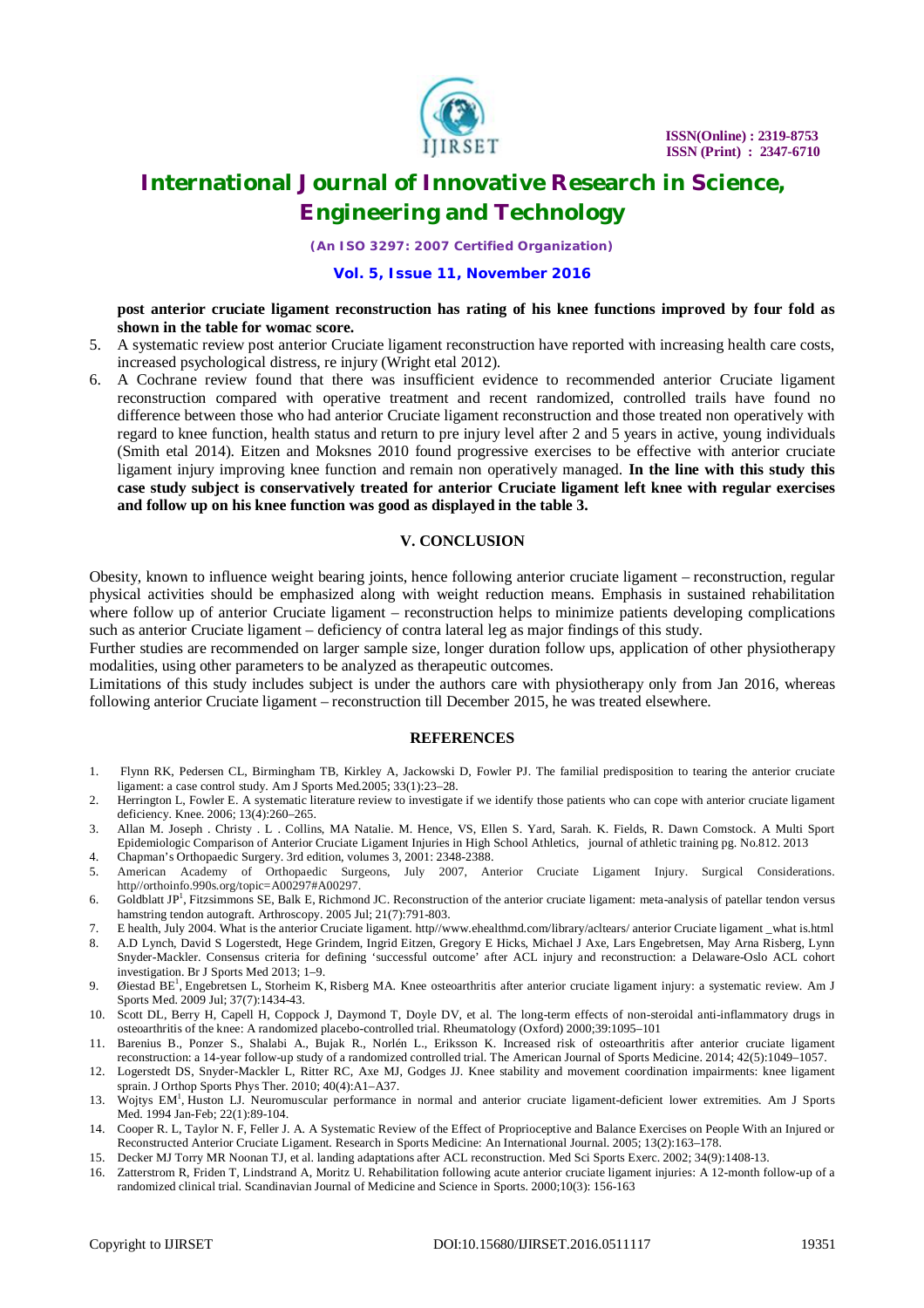**post anterior cruciate ligament reconstruction has rating of his knee functions improved by four fold as shown in the table for womac score.**

5. A systematic review post anterior Cruciate ligament reconstruction have reported with increasing health care costs, increased psychological distress, re injury (Wright etal 2012).
6. A Cochrane review found that there was insufficient evidence to recommended anterior Cruciate ligament reconstruction compared with operative treatment and recent randomized, controlled trails have found no difference between those who had anterior Cruciate ligament reconstruction and those treated non operatively with regard to knee function, health status and return to pre injury level after 2 and 5 years in active, young individuals (Smith etal 2014). Eitzen and Moksnes 2010 found progressive exercises to be effective with anterior cruciate ligament injury improving knee function and remain non operatively managed. **In the line with this study this case study subject is conservatively treated for anterior Cruciate ligament left knee with regular exercises and follow up on his knee function was good as displayed in the table 3.**

## V. CONCLUSION

Obesity, known to influence weight bearing joints, hence following anterior cruciate ligament – reconstruction, regular physical activities should be emphasized along with weight reduction means. Emphasis in sustained rehabilitation where follow up of anterior Cruciate ligament – reconstruction helps to minimize patients developing complications such as anterior Cruciate ligament – deficiency of contra lateral leg as major findings of this study.

Further studies are recommended on larger sample size, longer duration follow ups, application of other physiotherapy modalities, using other parameters to be analyzed as therapeutic outcomes.

Limitations of this study includes subject is under the authors care with physiotherapy only from Jan 2016, whereas following anterior Cruciate ligament – reconstruction till December 2015, he was treated elsewhere.

## REFERENCES

1. Flynn RK, Pedersen CL, Birmingham TB, Kirkley A, Jackowski D, Fowler PJ. The familial predisposition to tearing the anterior cruciate ligament: a case control study. Am J Sports Med.2005; 33(1):23–28.
2. Herrington L, Fowler E. A systematic literature review to investigate if we identify those patients who can cope with anterior cruciate ligament deficiency. Knee. 2006; 13(4):260–265.
3. Allan M. Joseph . Christy . L . Collins, MA Natalie. M. Hence, VS, Ellen S. Yard, Sarah. K. Fields, R. Dawn Comstock. A Multi Sport Epidemiologic Comparison of Anterior Cruciate Ligament Injuries in High School Athletics, journal of athletic training pg. No.812. 2013
4. Chapman's Orthopaedic Surgery. 3rd edition, volumes 3, 2001: 2348-2388.
5. American Academy of Orthopaedic Surgeons, July 2007, Anterior Cruciate Ligament Injury. Surgical Considerations. http//orthoinfo.990s.org/topic=A00297#A00297.
6. Goldblatt JP[1], Fitzsimmons SE, Balk E, Richmond JC. Reconstruction of the anterior cruciate ligament: meta-analysis of patellar tendon versus hamstring tendon autograft. Arthroscopy. 2005 Jul; 21(7):791-803.
7. E health, July 2004. What is the anterior Cruciate ligament. http//www.ehealthmd.com/library/acltears/ anterior Cruciate ligament _what is.html
8. A.D Lynch, David S Logerstedt, Hege Grindem, Ingrid Eitzen, Gregory E Hicks, Michael J Axe, Lars Engebretsen, May Arna Risberg, Lynn Snyder-Mackler. Consensus criteria for defining 'successful outcome' after ACL injury and reconstruction: a Delaware-Oslo ACL cohort investigation. Br J Sports Med 2013; 1–9.
9. Øiestad BE[1], Engebretsen L, Storheim K, Risberg MA. Knee osteoarthritis after anterior cruciate ligament injury: a systematic review. Am J Sports Med. 2009 Jul; 37(7):1434-43.
10. Scott DL, Berry H, Capell H, Coppock J, Daymond T, Doyle DV, et al. The long-term effects of non-steroidal anti-inflammatory drugs in osteoarthritis of the knee: A randomized placebo-controlled trial. Rheumatology (Oxford) 2000;39:1095–101
11. Barenius B., Ponzer S., Shalabi A., Bujak R., Norlén L., Eriksson K. Increased risk of osteoarthritis after anterior cruciate ligament reconstruction: a 14-year follow-up study of a randomized controlled trial. The American Journal of Sports Medicine. 2014; 42(5):1049–1057.
12. Logerstedt DS, Snyder-Mackler L, Ritter RC, Axe MJ, Godges JJ. Knee stability and movement coordination impairments: knee ligament sprain. J Orthop Sports Phys Ther. 2010; 40(4):A1–A37.
13. Wojtys EM[1], Huston LJ. Neuromuscular performance in normal and anterior cruciate ligament-deficient lower extremities. Am J Sports Med. 1994 Jan-Feb; 22(1):89-104.
14. Cooper R. L, Taylor N. F, Feller J. A. A Systematic Review of the Effect of Proprioceptive and Balance Exercises on People With an Injured or Reconstructed Anterior Cruciate Ligament. Research in Sports Medicine: An International Journal. 2005; 13(2):163–178.
15. Decker MJ Torry MR Noonan TJ, et al. landing adaptations after ACL reconstruction. Med Sci Sports Exerc. 2002; 34(9):1408-13.
16. Zatterstrom R, Friden T, Lindstrand A, Moritz U. Rehabilitation following acute anterior cruciate ligament injuries: A 12-month follow-up of a randomized clinical trial. Scandinavian Journal of Medicine and Science in Sports. 2000;10(3): 156-163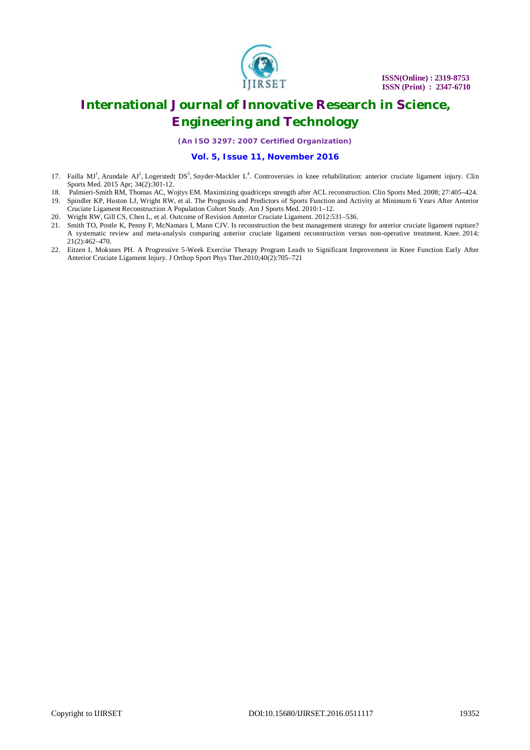17. Failla MJ[1], Arundale AJ[2], Logerstedt DS[3], Snyder-Mackler L[4]. Controversies in knee rehabilitation: anterior cruciate ligament injury. Clin Sports Med. 2015 Apr; 34(2):301-12.
18. Palmieri-Smith RM, Thomas AC, Wojtys EM. Maximizing quadriceps strength after ACL reconstruction. Clin Sports Med. 2008; 27:405–424.
19. Spindler KP, Huston LJ, Wright RW, et al. The Prognosis and Predictors of Sports Function and Activity at Minimum 6 Years After Anterior Cruciate Ligament Reconstruction A Population Cohort Study. Am J Sports Med. 2010:1–12.
20. Wright RW, Gill CS, Chen L, et al. Outcome of Revision Anterior Cruciate Ligament. 2012:531–536.
21. Smith TO, Postle K, Penny F, McNamara I, Mann CJV. Is reconstruction the best management strategy for anterior cruciate ligament rupture? A systematic review and meta-analysis comparing anterior cruciate ligament reconstruction versus non-operative treatment. Knee. 2014; 21(2):462–470.
22. Eitzen I, Moksnes PH. A Progressive 5-Week Exercise Therapy Program Leads to Significant Improvement in Knee Function Early After Anterior Cruciate Ligament Injury. J Orthop Sport Phys Ther.2010;40(2):705–721